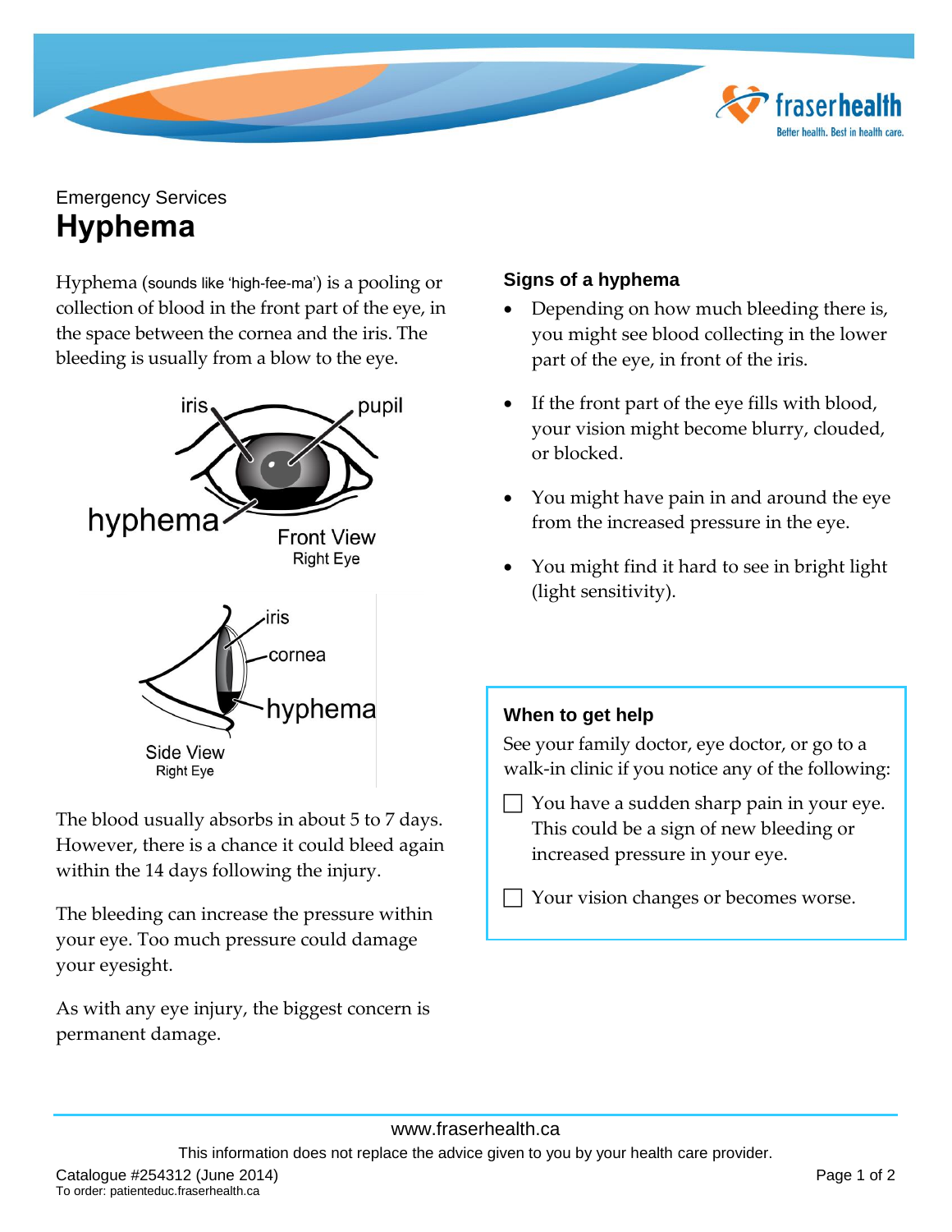Emergency Services

# Hyphema

Hyphema (sounds like 'high-fee-ma') is a pooling or collection of blood in the front part of the eye, in the space between the cornea and the iris. The bleeding is usually from a blow to the eye.

The blood usually absorbs in about 5 to 7 days. However, there is a chance it could bleed again within the 14 days following the injury.

The bleeding can increase the pressure within your eye. Too much pressure could damage your eyesight.

As with any eye injury, the biggest concern is permanent damage.

### Signs of a hyphema

- Depending on how much bleeding there is, you might see blood collecting in the lower part of the eye, in front of the iris.
- If the front part of the eye fills with blood, your vision might become blurry, clouded, or blocked.
- You might have pain in and around the eye from the increased pressure in the eye.
- You might find it hard to see in bright light (light sensitivity).

### When to get help

See your family doctor, eye doctor, or go to a walk-in clinic if you notice any of the following:

- [ ] You have a sudden sharp pain in your eye. This could be a sign of new bleeding or increased pressure in your eye.
- [ ] Your vision changes or becomes worse.

www.fraserhealth.ca

This information does not replace the advice given to you by your health care provider.

Catalogue #254312 (June 2014)
To order: patienteduc.fraserhealth.ca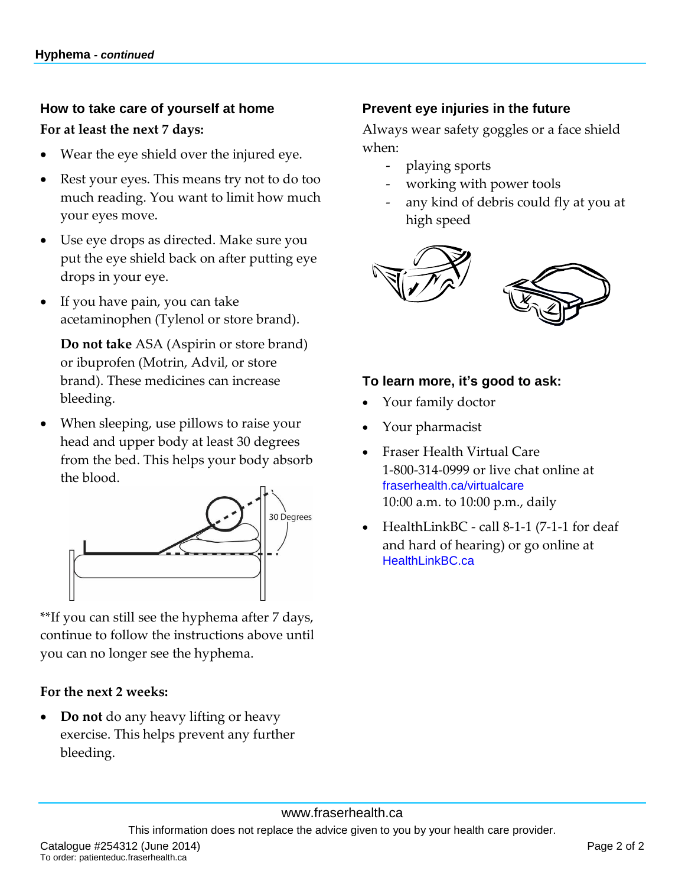## How to take care of yourself at home

**For at least the next 7 days:**

- Wear the eye shield over the injured eye.
- Rest your eyes. This means try not to do too much reading. You want to limit how much your eyes move.
- Use eye drops as directed. Make sure you put the eye shield back on after putting eye drops in your eye.
- If you have pain, you can take acetaminophen (Tylenol or store brand).

  **Do not take** ASA (Aspirin or store brand) or ibuprofen (Motrin, Advil, or store brand). These medicines can increase bleeding.
- When sleeping, use pillows to raise your head and upper body at least 30 degrees from the bed. This helps your body absorb the blood.

30 Degrees

**If you can still see the hyphema after 7 days, continue to follow the instructions above until you can no longer see the hyphema.

**For the next 2 weeks:**

- **Do not** do any heavy lifting or heavy exercise. This helps prevent any further bleeding.

## Prevent eye injuries in the future

Always wear safety goggles or a face shield when:

- playing sports
- working with power tools
- any kind of debris could fly at you at high speed

## To learn more, it's good to ask:

- Your family doctor
- Your pharmacist
- Fraser Health Virtual Care
  1-800-314-0999 or live chat online at fraserhealth.ca/virtualcare
  10:00 a.m. to 10:00 p.m., daily
- HealthLinkBC - call 8-1-1 (7-1-1 for deaf and hard of hearing) or go online at HealthLinkBC.ca

www.fraserhealth.ca

This information does not replace the advice given to you by your health care provider.

Catalogue #254312 (June 2014)
To order: patienteduc.fraserhealth.ca